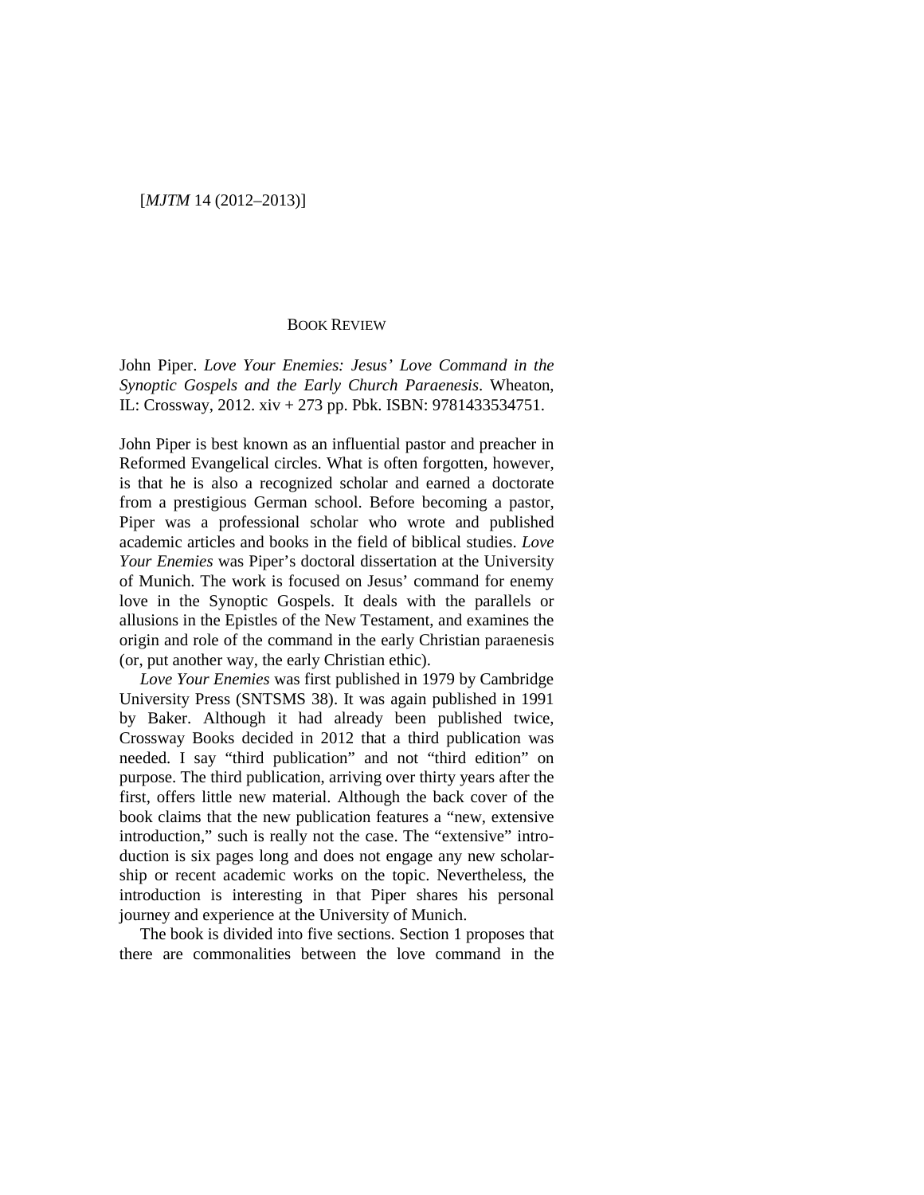## BOOK REVIEW

John Piper. *Love Your Enemies: Jesus' Love Command in the Synoptic Gospels and the Early Church Paraenesis*. Wheaton, IL: Crossway, 2012. xiv + 273 pp. Pbk. ISBN: 9781433534751.

John Piper is best known as an influential pastor and preacher in Reformed Evangelical circles. What is often forgotten, however, is that he is also a recognized scholar and earned a doctorate from a prestigious German school. Before becoming a pastor, Piper was a professional scholar who wrote and published academic articles and books in the field of biblical studies. *Love Your Enemies* was Piper's doctoral dissertation at the University of Munich. The work is focused on Jesus' command for enemy love in the Synoptic Gospels. It deals with the parallels or allusions in the Epistles of the New Testament, and examines the origin and role of the command in the early Christian paraenesis (or, put another way, the early Christian ethic).

*Love Your Enemies* was first published in 1979 by Cambridge University Press (SNTSMS 38). It was again published in 1991 by Baker. Although it had already been published twice, Crossway Books decided in 2012 that a third publication was needed. I say "third publication" and not "third edition" on purpose. The third publication, arriving over thirty years after the first, offers little new material. Although the back cover of the book claims that the new publication features a "new, extensive introduction," such is really not the case. The "extensive" introduction is six pages long and does not engage any new scholarship or recent academic works on the topic. Nevertheless, the introduction is interesting in that Piper shares his personal journey and experience at the University of Munich.

The book is divided into five sections. Section 1 proposes that there are commonalities between the love command in the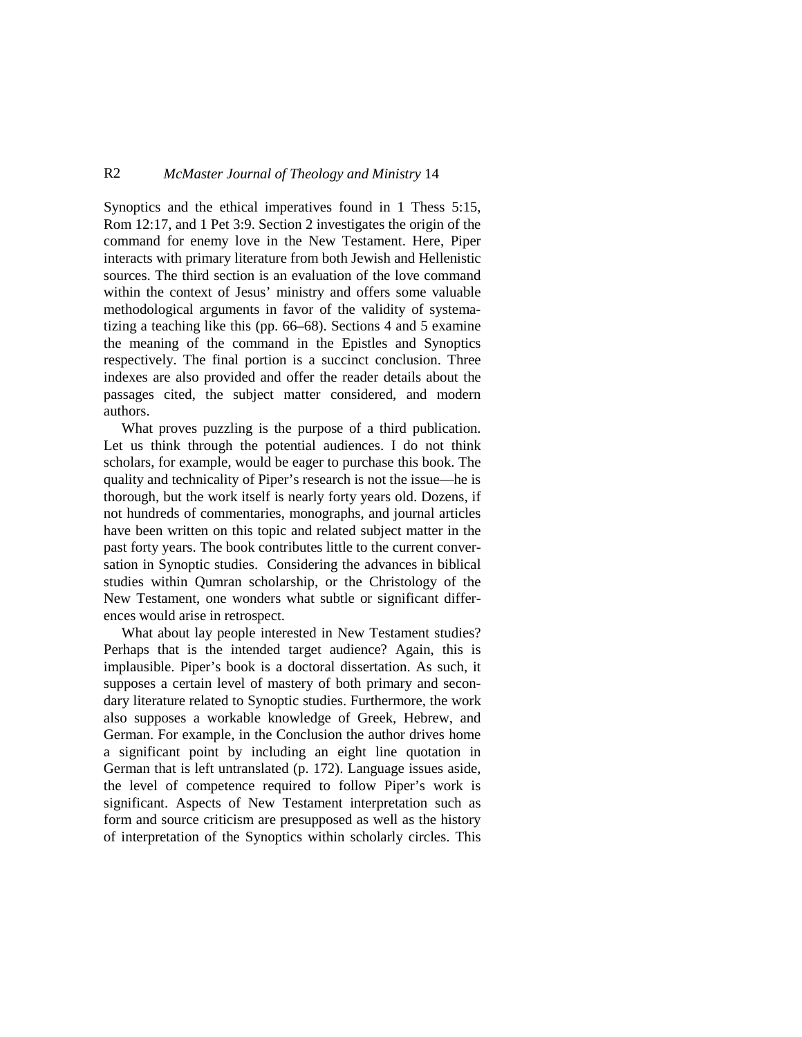Synoptics and the ethical imperatives found in 1 Thess 5:15, Rom 12:17, and 1 Pet 3:9. Section 2 investigates the origin of the command for enemy love in the New Testament. Here, Piper interacts with primary literature from both Jewish and Hellenistic sources. The third section is an evaluation of the love command within the context of Jesus' ministry and offers some valuable methodological arguments in favor of the validity of systematizing a teaching like this (pp. 66–68). Sections 4 and 5 examine the meaning of the command in the Epistles and Synoptics respectively. The final portion is a succinct conclusion. Three indexes are also provided and offer the reader details about the passages cited, the subject matter considered, and modern authors.

What proves puzzling is the purpose of a third publication. Let us think through the potential audiences. I do not think scholars, for example, would be eager to purchase this book. The quality and technicality of Piper's research is not the issue—he is thorough, but the work itself is nearly forty years old. Dozens, if not hundreds of commentaries, monographs, and journal articles have been written on this topic and related subject matter in the past forty years. The book contributes little to the current conversation in Synoptic studies. Considering the advances in biblical studies within Qumran scholarship, or the Christology of the New Testament, one wonders what subtle or significant differences would arise in retrospect.

What about lay people interested in New Testament studies? Perhaps that is the intended target audience? Again, this is implausible. Piper's book is a doctoral dissertation. As such, it supposes a certain level of mastery of both primary and secondary literature related to Synoptic studies. Furthermore, the work also supposes a workable knowledge of Greek, Hebrew, and German. For example, in the Conclusion the author drives home a significant point by including an eight line quotation in German that is left untranslated (p. 172). Language issues aside, the level of competence required to follow Piper's work is significant. Aspects of New Testament interpretation such as form and source criticism are presupposed as well as the history of interpretation of the Synoptics within scholarly circles. This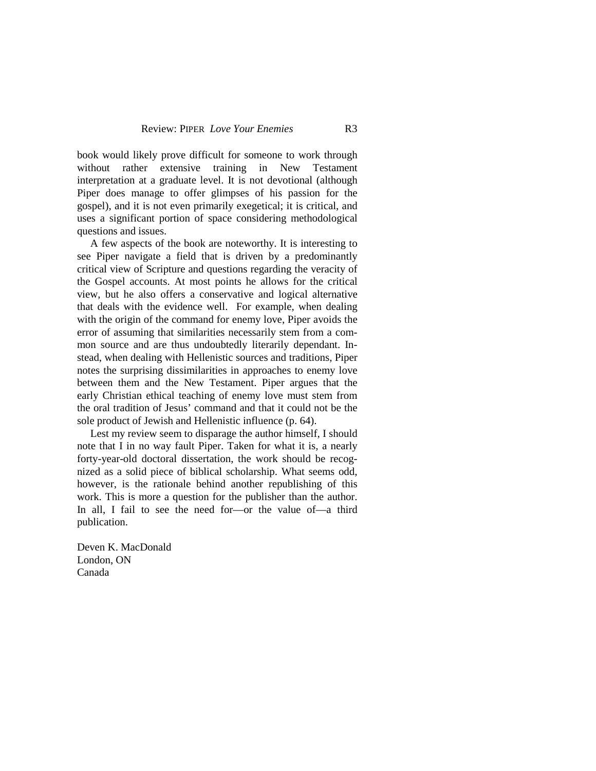book would likely prove difficult for someone to work through without rather extensive training in New Testament interpretation at a graduate level. It is not devotional (although Piper does manage to offer glimpses of his passion for the gospel), and it is not even primarily exegetical; it is critical, and uses a significant portion of space considering methodological questions and issues.

A few aspects of the book are noteworthy. It is interesting to see Piper navigate a field that is driven by a predominantly critical view of Scripture and questions regarding the veracity of the Gospel accounts. At most points he allows for the critical view, but he also offers a conservative and logical alternative that deals with the evidence well. For example, when dealing with the origin of the command for enemy love, Piper avoids the error of assuming that similarities necessarily stem from a common source and are thus undoubtedly literarily dependant. Instead, when dealing with Hellenistic sources and traditions, Piper notes the surprising dissimilarities in approaches to enemy love between them and the New Testament. Piper argues that the early Christian ethical teaching of enemy love must stem from the oral tradition of Jesus' command and that it could not be the sole product of Jewish and Hellenistic influence (p. 64).

Lest my review seem to disparage the author himself, I should note that I in no way fault Piper. Taken for what it is, a nearly forty-year-old doctoral dissertation, the work should be recognized as a solid piece of biblical scholarship. What seems odd, however, is the rationale behind another republishing of this work. This is more a question for the publisher than the author. In all, I fail to see the need for—or the value of—a third publication.

Deven K. MacDonald
London, ON
Canada